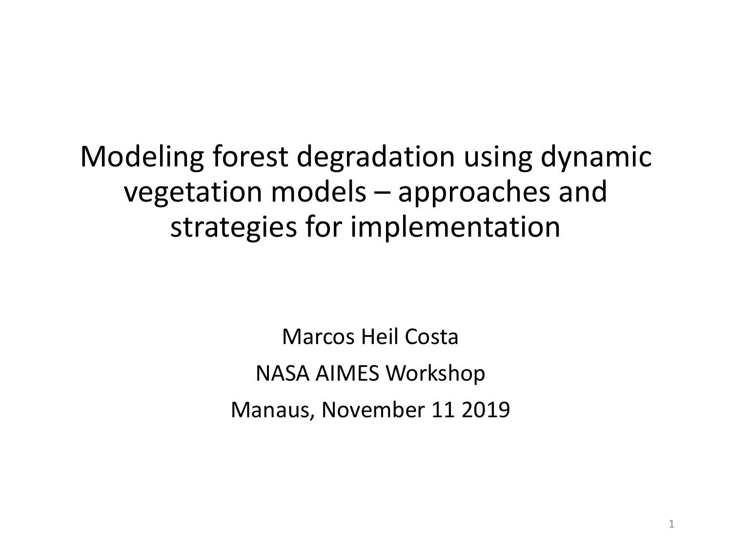# Modeling forest degradation using dynamic vegetation models – approaches and strategies for implementation

Marcos Heil Costa

NASA AIMES Workshop

Manaus, November 11 2019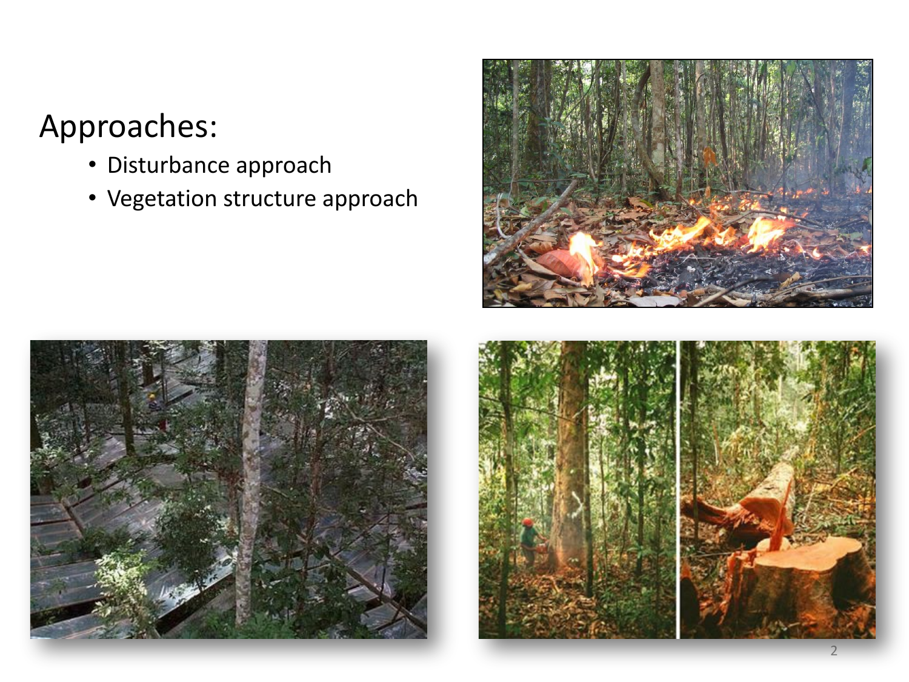# Approaches:

- Disturbance approach
- Vegetation structure approach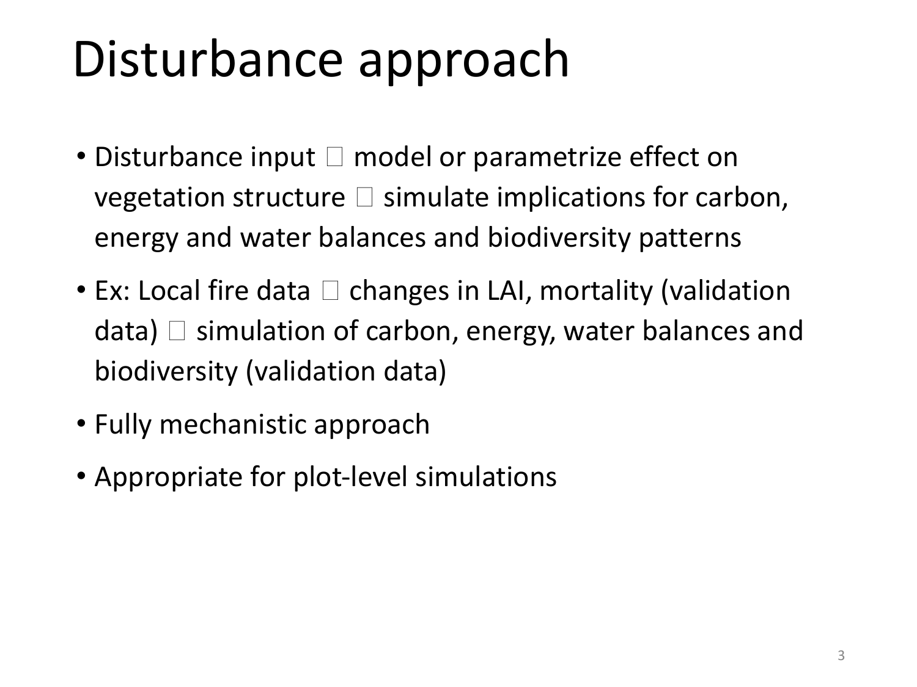# Disturbance approach

- Disturbance input → model or parametrize effect on vegetation structure → simulate implications for carbon, energy and water balances and biodiversity patterns
- Ex: Local fire data → changes in LAI, mortality (validation data) → simulation of carbon, energy, water balances and biodiversity (validation data)
- Fully mechanistic approach
- Appropriate for plot-level simulations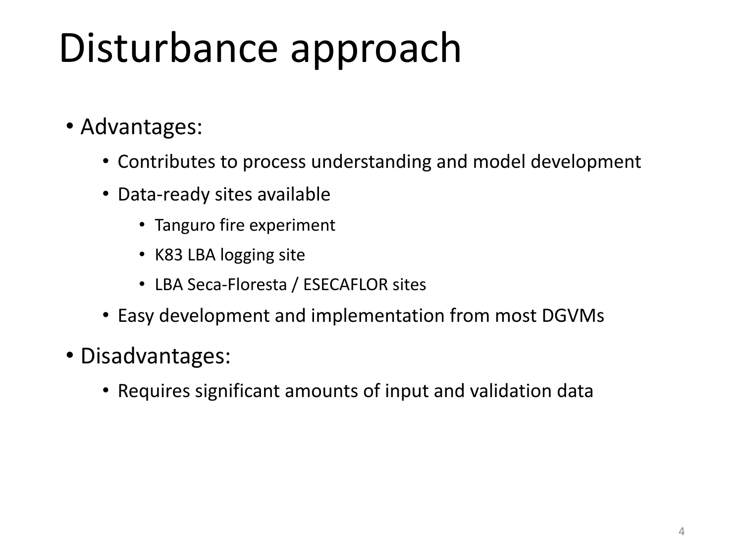# Disturbance approach

- Advantages:
  - Contributes to process understanding and model development
  - Data-ready sites available
    - Tanguro fire experiment
    - K83 LBA logging site
    - LBA Seca-Floresta / ESECAFLOR sites
  - Easy development and implementation from most DGVMs
- Disadvantages:
  - Requires significant amounts of input and validation data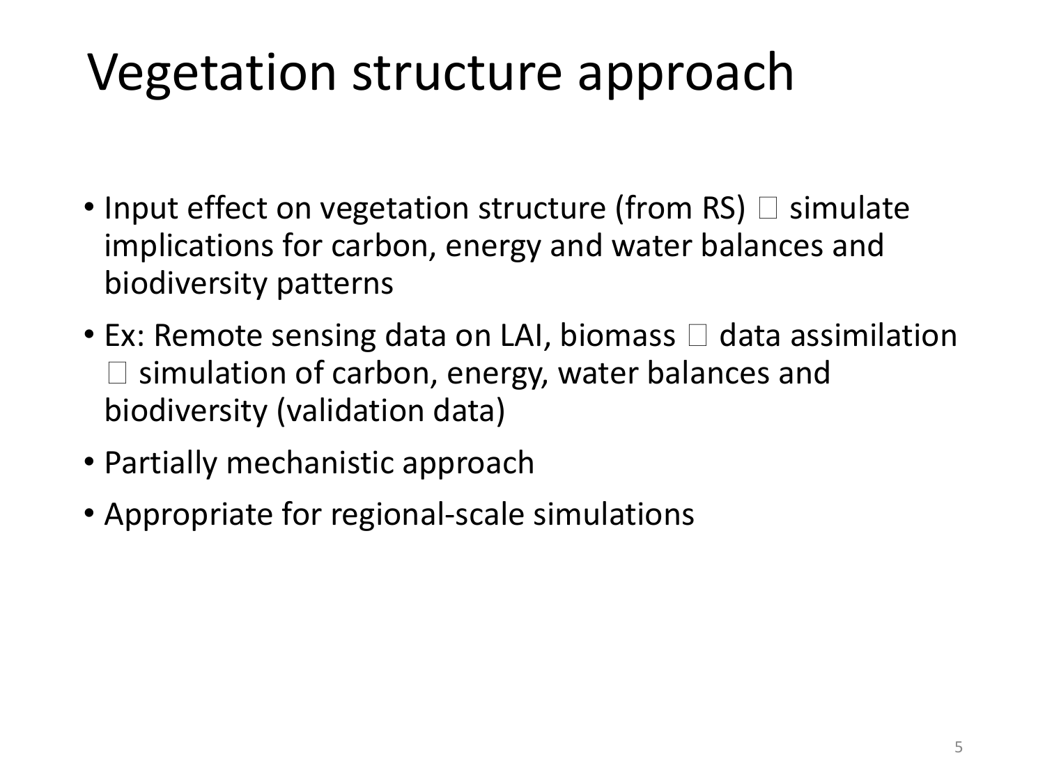# Vegetation structure approach

- Input effect on vegetation structure (from RS)  simulate implications for carbon, energy and water balances and biodiversity patterns
- Ex: Remote sensing data on LAI, biomass  data assimilation  simulation of carbon, energy, water balances and biodiversity (validation data)
- Partially mechanistic approach
- Appropriate for regional-scale simulations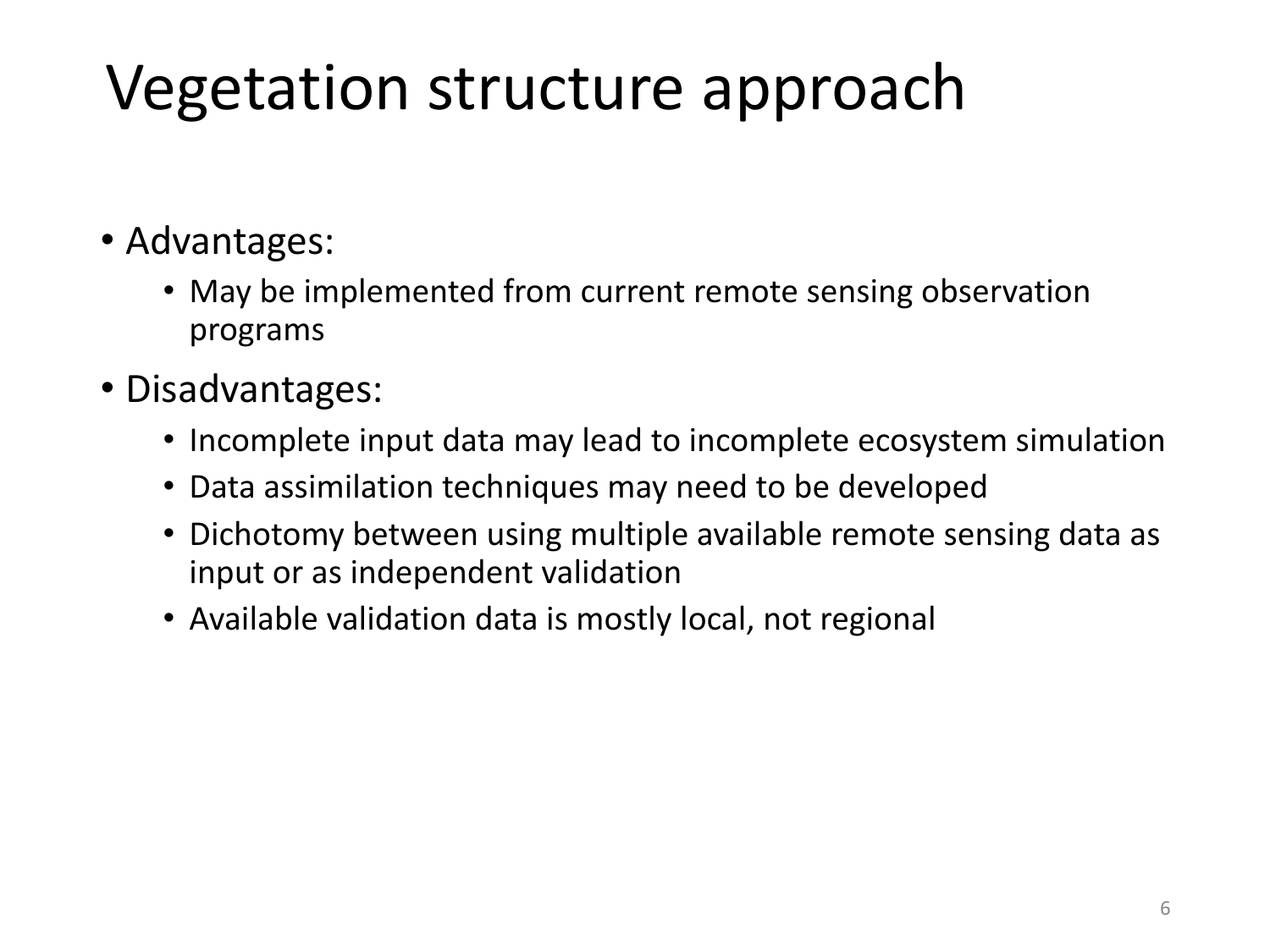# Vegetation structure approach

- Advantages:
  - May be implemented from current remote sensing observation programs
- Disadvantages:
  - Incomplete input data may lead to incomplete ecosystem simulation
  - Data assimilation techniques may need to be developed
  - Dichotomy between using multiple available remote sensing data as input or as independent validation
  - Available validation data is mostly local, not regional